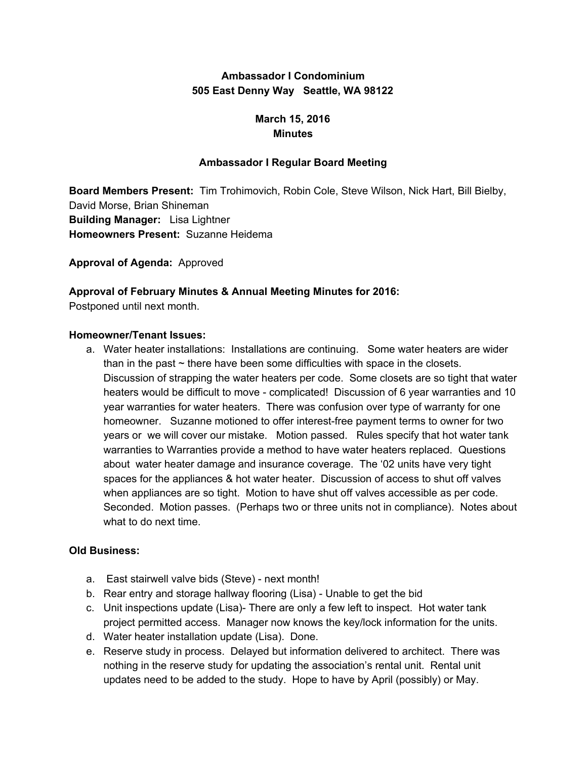**Ambassador I Condominium**
**505 East Denny Way   Seattle, WA 98122**

**March 15, 2016**
**Minutes**

**Ambassador I Regular Board Meeting**

**Board Members Present:** Tim Trohimovich, Robin Cole, Steve Wilson, Nick Hart, Bill Bielby, David Morse, Brian Shineman
**Building Manager:** Lisa Lightner
**Homeowners Present:** Suzanne Heidema

**Approval of Agenda:** Approved

**Approval of February Minutes & Annual Meeting Minutes for 2016:**
Postponed until next month.

**Homeowner/Tenant Issues:**

a. Water heater installations: Installations are continuing. Some water heaters are wider than in the past ~ there have been some difficulties with space in the closets. Discussion of strapping the water heaters per code. Some closets are so tight that water heaters would be difficult to move - complicated! Discussion of 6 year warranties and 10 year warranties for water heaters. There was confusion over type of warranty for one homeowner. Suzanne motioned to offer interest-free payment terms to owner for two years or we will cover our mistake. Motion passed. Rules specify that hot water tank warranties to Warranties provide a method to have water heaters replaced. Questions about water heater damage and insurance coverage. The '02 units have very tight spaces for the appliances & hot water heater. Discussion of access to shut off valves when appliances are so tight. Motion to have shut off valves accessible as per code. Seconded. Motion passes. (Perhaps two or three units not in compliance). Notes about what to do next time.

**Old Business:**

a. East stairwell valve bids (Steve) - next month!
b. Rear entry and storage hallway flooring (Lisa) - Unable to get the bid
c. Unit inspections update (Lisa)- There are only a few left to inspect. Hot water tank project permitted access. Manager now knows the key/lock information for the units.
d. Water heater installation update (Lisa). Done.
e. Reserve study in process. Delayed but information delivered to architect. There was nothing in the reserve study for updating the association's rental unit. Rental unit updates need to be added to the study. Hope to have by April (possibly) or May.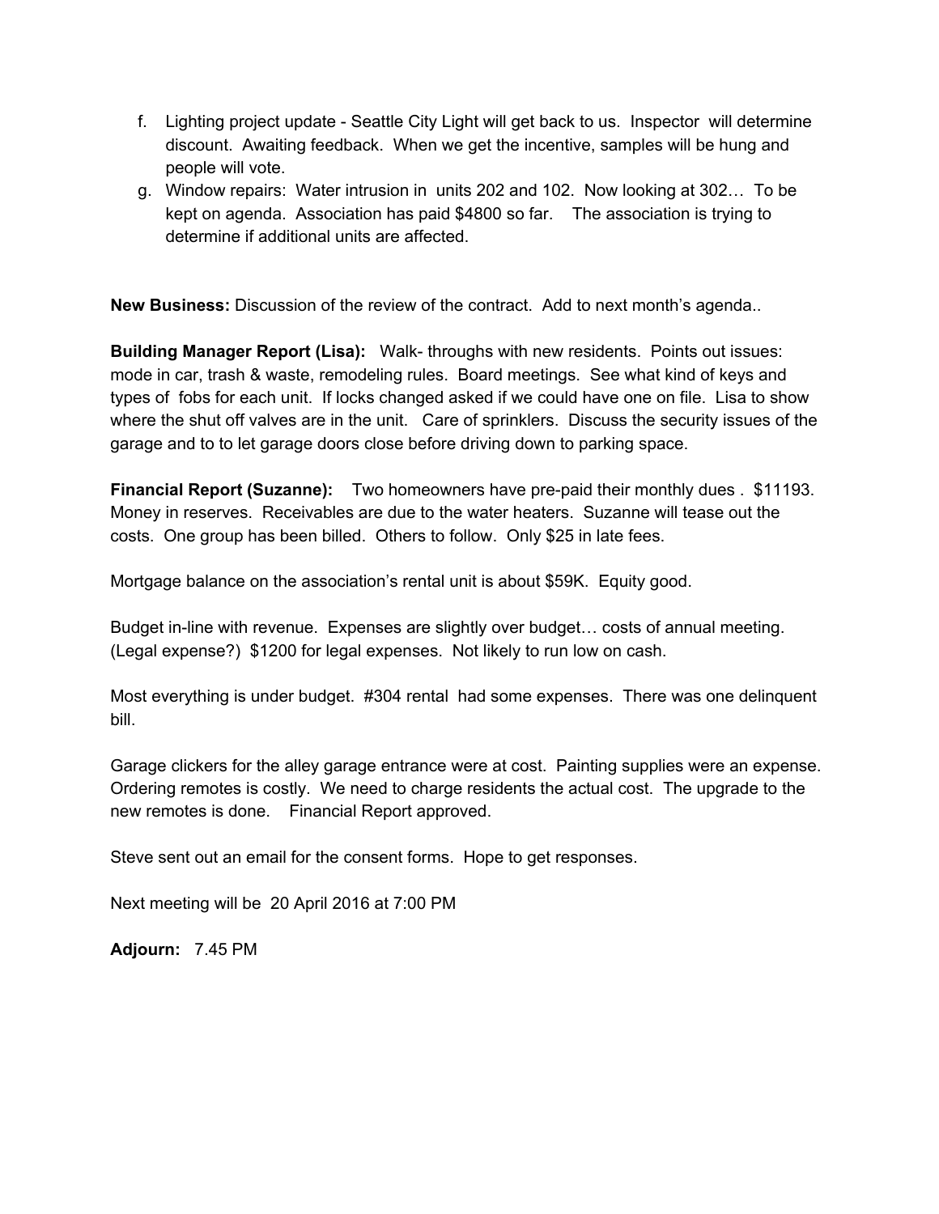f. Lighting project update - Seattle City Light will get back to us. Inspector will determine discount. Awaiting feedback. When we get the incentive, samples will be hung and people will vote.
g. Window repairs: Water intrusion in units 202 and 102. Now looking at 302… To be kept on agenda. Association has paid $4800 so far. The association is trying to determine if additional units are affected.

**New Business:** Discussion of the review of the contract. Add to next month's agenda..

**Building Manager Report (Lisa):** Walk- throughs with new residents. Points out issues: mode in car, trash & waste, remodeling rules. Board meetings. See what kind of keys and types of fobs for each unit. If locks changed asked if we could have one on file. Lisa to show where the shut off valves are in the unit. Care of sprinklers. Discuss the security issues of the garage and to to let garage doors close before driving down to parking space.

**Financial Report (Suzanne):** Two homeowners have pre-paid their monthly dues . $11193. Money in reserves. Receivables are due to the water heaters. Suzanne will tease out the costs. One group has been billed. Others to follow. Only $25 in late fees.

Mortgage balance on the association's rental unit is about $59K. Equity good.

Budget in-line with revenue. Expenses are slightly over budget… costs of annual meeting. (Legal expense?) $1200 for legal expenses. Not likely to run low on cash.

Most everything is under budget. #304 rental had some expenses. There was one delinquent bill.

Garage clickers for the alley garage entrance were at cost. Painting supplies were an expense. Ordering remotes is costly. We need to charge residents the actual cost. The upgrade to the new remotes is done. Financial Report approved.

Steve sent out an email for the consent forms. Hope to get responses.

Next meeting will be 20 April 2016 at 7:00 PM

**Adjourn:** 7.45 PM